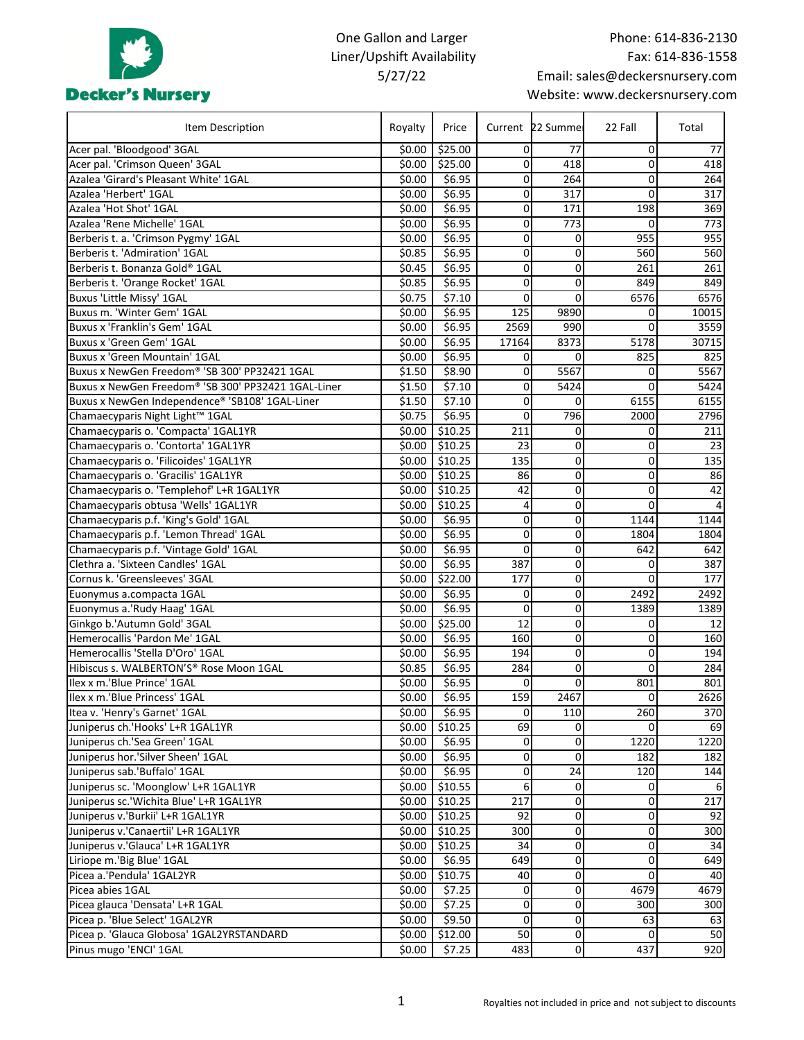Decker's Nursery

One Gallon and Larger
Liner/Upshift Availability
5/27/22

Phone: 614-836-2130
Fax: 614-836-1558
Email: sales@deckersnursery.com
Website: www.deckersnursery.com

| Item Description | Royalty | Price | Current | 22 Summer | 22 Fall | Total |
|---|---|---|---|---|---|---|
| Acer pal. 'Bloodgood' 3GAL | $0.00 | $25.00 | 0 | 77 | 0 | 77 |
| Acer pal. 'Crimson Queen' 3GAL | $0.00 | $25.00 | 0 | 418 | 0 | 418 |
| Azalea 'Girard's Pleasant White' 1GAL | $0.00 | $6.95 | 0 | 264 | 0 | 264 |
| Azalea 'Herbert' 1GAL | $0.00 | $6.95 | 0 | 317 | 0 | 317 |
| Azalea 'Hot Shot' 1GAL | $0.00 | $6.95 | 0 | 171 | 198 | 369 |
| Azalea 'Rene Michelle' 1GAL | $0.00 | $6.95 | 0 | 773 | 0 | 773 |
| Berberis t. a. 'Crimson Pygmy' 1GAL | $0.00 | $6.95 | 0 | 0 | 955 | 955 |
| Berberis t. 'Admiration' 1GAL | $0.85 | $6.95 | 0 | 0 | 560 | 560 |
| Berberis t. Bonanza Gold® 1GAL | $0.45 | $6.95 | 0 | 0 | 261 | 261 |
| Berberis t. 'Orange Rocket' 1GAL | $0.85 | $6.95 | 0 | 0 | 849 | 849 |
| Buxus 'Little Missy' 1GAL | $0.75 | $7.10 | 0 | 0 | 6576 | 6576 |
| Buxus m. 'Winter Gem' 1GAL | $0.00 | $6.95 | 125 | 9890 | 0 | 10015 |
| Buxus x 'Franklin's Gem' 1GAL | $0.00 | $6.95 | 2569 | 990 | 0 | 3559 |
| Buxus x 'Green Gem' 1GAL | $0.00 | $6.95 | 17164 | 8373 | 5178 | 30715 |
| Buxus x 'Green Mountain' 1GAL | $0.00 | $6.95 | 0 | 0 | 825 | 825 |
| Buxus x NewGen Freedom® 'SB 300' PP32421 1GAL | $1.50 | $8.90 | 0 | 5567 | 0 | 5567 |
| Buxus x NewGen Freedom® 'SB 300' PP32421 1GAL-Liner | $1.50 | $7.10 | 0 | 5424 | 0 | 5424 |
| Buxus x NewGen Independence® 'SB108' 1GAL-Liner | $1.50 | $7.10 | 0 | 0 | 6155 | 6155 |
| Chamaecyparis Night Light™ 1GAL | $0.75 | $6.95 | 0 | 796 | 2000 | 2796 |
| Chamaecyparis o. 'Compacta' 1GAL1YR | $0.00 | $10.25 | 211 | 0 | 0 | 211 |
| Chamaecyparis o. 'Contorta' 1GAL1YR | $0.00 | $10.25 | 23 | 0 | 0 | 23 |
| Chamaecyparis o. 'Filicoides' 1GAL1YR | $0.00 | $10.25 | 135 | 0 | 0 | 135 |
| Chamaecyparis o. 'Gracilis' 1GAL1YR | $0.00 | $10.25 | 86 | 0 | 0 | 86 |
| Chamaecyparis o. 'Templehof' L+R 1GAL1YR | $0.00 | $10.25 | 42 | 0 | 0 | 42 |
| Chamaecyparis obtusa 'Wells' 1GAL1YR | $0.00 | $10.25 | 4 | 0 | 0 | 4 |
| Chamaecyparis p.f. 'King's Gold' 1GAL | $0.00 | $6.95 | 0 | 0 | 1144 | 1144 |
| Chamaecyparis p.f. 'Lemon Thread' 1GAL | $0.00 | $6.95 | 0 | 0 | 1804 | 1804 |
| Chamaecyparis p.f. 'Vintage Gold' 1GAL | $0.00 | $6.95 | 0 | 0 | 642 | 642 |
| Clethra a. 'Sixteen Candles' 1GAL | $0.00 | $6.95 | 387 | 0 | 0 | 387 |
| Cornus k. 'Greensleeves' 3GAL | $0.00 | $22.00 | 177 | 0 | 0 | 177 |
| Euonymus a.compacta 1GAL | $0.00 | $6.95 | 0 | 0 | 2492 | 2492 |
| Euonymus a.'Rudy Haag' 1GAL | $0.00 | $6.95 | 0 | 0 | 1389 | 1389 |
| Ginkgo b.'Autumn Gold' 3GAL | $0.00 | $25.00 | 12 | 0 | 0 | 12 |
| Hemerocallis 'Pardon Me' 1GAL | $0.00 | $6.95 | 160 | 0 | 0 | 160 |
| Hemerocallis 'Stella D'Oro' 1GAL | $0.00 | $6.95 | 194 | 0 | 0 | 194 |
| Hibiscus s. WALBERTON'S® Rose Moon 1GAL | $0.85 | $6.95 | 284 | 0 | 0 | 284 |
| Ilex x m.'Blue Prince' 1GAL | $0.00 | $6.95 | 0 | 0 | 801 | 801 |
| Ilex x m.'Blue Princess' 1GAL | $0.00 | $6.95 | 159 | 2467 | 0 | 2626 |
| Itea v. 'Henry's Garnet' 1GAL | $0.00 | $6.95 | 0 | 110 | 260 | 370 |
| Juniperus ch.'Hooks' L+R 1GAL1YR | $0.00 | $10.25 | 69 | 0 | 0 | 69 |
| Juniperus ch.'Sea Green' 1GAL | $0.00 | $6.95 | 0 | 0 | 1220 | 1220 |
| Juniperus hor.'Silver Sheen' 1GAL | $0.00 | $6.95 | 0 | 0 | 182 | 182 |
| Juniperus sab.'Buffalo' 1GAL | $0.00 | $6.95 | 0 | 24 | 120 | 144 |
| Juniperus sc. 'Moonglow' L+R 1GAL1YR | $0.00 | $10.55 | 6 | 0 | 0 | 6 |
| Juniperus sc.'Wichita Blue' L+R 1GAL1YR | $0.00 | $10.25 | 217 | 0 | 0 | 217 |
| Juniperus v.'Burkii' L+R 1GAL1YR | $0.00 | $10.25 | 92 | 0 | 0 | 92 |
| Juniperus v.'Canaertii' L+R 1GAL1YR | $0.00 | $10.25 | 300 | 0 | 0 | 300 |
| Juniperus v.'Glauca' L+R 1GAL1YR | $0.00 | $10.25 | 34 | 0 | 0 | 34 |
| Liriope m.'Big Blue' 1GAL | $0.00 | $6.95 | 649 | 0 | 0 | 649 |
| Picea a.'Pendula' 1GAL2YR | $0.00 | $10.75 | 40 | 0 | 0 | 40 |
| Picea abies 1GAL | $0.00 | $7.25 | 0 | 0 | 4679 | 4679 |
| Picea glauca 'Densata' L+R 1GAL | $0.00 | $7.25 | 0 | 0 | 300 | 300 |
| Picea p. 'Blue Select' 1GAL2YR | $0.00 | $9.50 | 0 | 0 | 63 | 63 |
| Picea p. 'Glauca Globosa' 1GAL2YRSTANDARD | $0.00 | $12.00 | 50 | 0 | 0 | 50 |
| Pinus mugo 'ENCI' 1GAL | $0.00 | $7.25 | 483 | 0 | 437 | 920 |

Royalties not included in price and not subject to discounts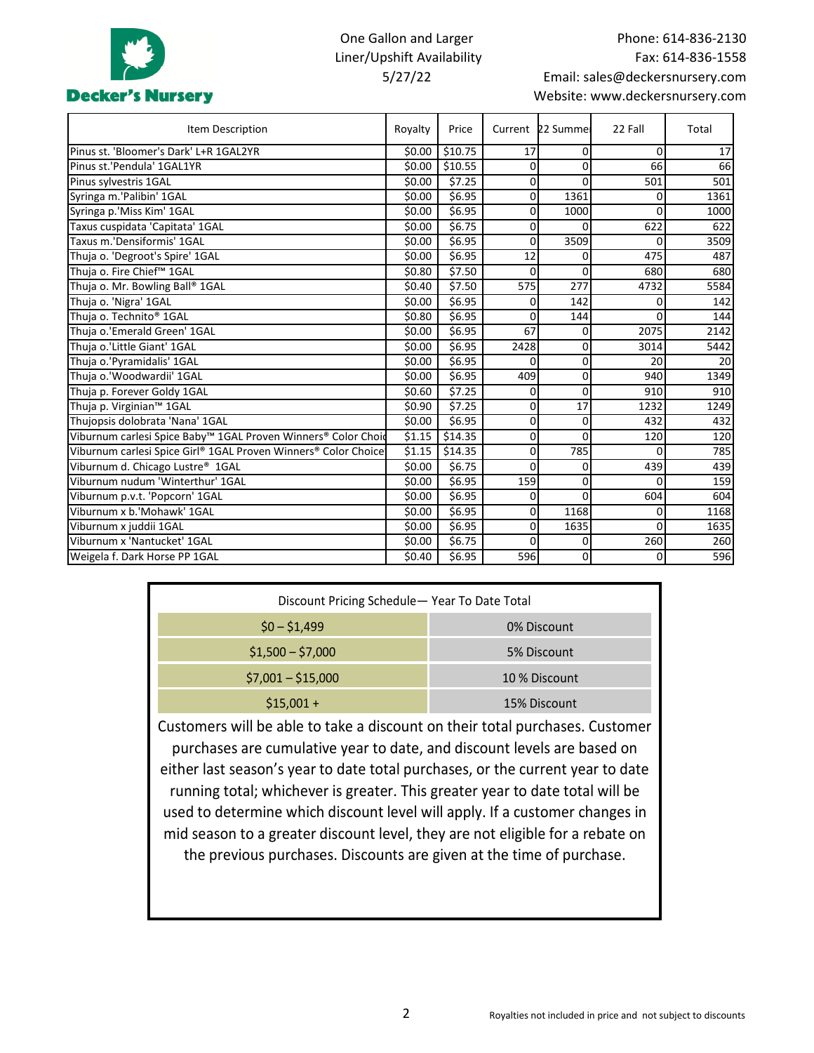Decker's Nursery

One Gallon and Larger
Liner/Upshift Availability
5/27/22

Phone: 614-836-2130
Fax: 614-836-1558
Email: sales@deckersnursery.com
Website: www.deckersnursery.com

| Item Description | Royalty | Price | Current | 22 Summer | 22 Fall | Total |
|---|---|---|---|---|---|---|
| Pinus st. 'Bloomer's Dark' L+R 1GAL2YR | $0.00 | $10.75 | 17 | 0 | 0 | 17 |
| Pinus st.'Pendula' 1GAL1YR | $0.00 | $10.55 | 0 | 0 | 66 | 66 |
| Pinus sylvestris 1GAL | $0.00 | $7.25 | 0 | 0 | 501 | 501 |
| Syringa m.'Palibin' 1GAL | $0.00 | $6.95 | 0 | 1361 | 0 | 1361 |
| Syringa p.'Miss Kim' 1GAL | $0.00 | $6.95 | 0 | 1000 | 0 | 1000 |
| Taxus cuspidata 'Capitata' 1GAL | $0.00 | $6.75 | 0 | 0 | 622 | 622 |
| Taxus m.'Densiformis' 1GAL | $0.00 | $6.95 | 0 | 3509 | 0 | 3509 |
| Thuja o. 'Degroot's Spire' 1GAL | $0.00 | $6.95 | 12 | 0 | 475 | 487 |
| Thuja o. Fire Chief™ 1GAL | $0.80 | $7.50 | 0 | 0 | 680 | 680 |
| Thuja o. Mr. Bowling Ball® 1GAL | $0.40 | $7.50 | 575 | 277 | 4732 | 5584 |
| Thuja o. 'Nigra' 1GAL | $0.00 | $6.95 | 0 | 142 | 0 | 142 |
| Thuja o. Technito® 1GAL | $0.80 | $6.95 | 0 | 144 | 0 | 144 |
| Thuja o.'Emerald Green' 1GAL | $0.00 | $6.95 | 67 | 0 | 2075 | 2142 |
| Thuja o.'Little Giant' 1GAL | $0.00 | $6.95 | 2428 | 0 | 3014 | 5442 |
| Thuja o.'Pyramidalis' 1GAL | $0.00 | $6.95 | 0 | 0 | 20 | 20 |
| Thuja o.'Woodwardii' 1GAL | $0.00 | $6.95 | 409 | 0 | 940 | 1349 |
| Thuja p. Forever Goldy 1GAL | $0.60 | $7.25 | 0 | 0 | 910 | 910 |
| Thuja p. Virginian™ 1GAL | $0.90 | $7.25 | 0 | 17 | 1232 | 1249 |
| Thujopsis dolobrata 'Nana' 1GAL | $0.00 | $6.95 | 0 | 0 | 432 | 432 |
| Viburnum carlesi Spice Baby™ 1GAL Proven Winners® Color Choice | $1.15 | $14.35 | 0 | 0 | 120 | 120 |
| Viburnum carlesi Spice Girl® 1GAL Proven Winners® Color Choice | $1.15 | $14.35 | 0 | 785 | 0 | 785 |
| Viburnum d. Chicago Lustre® 1GAL | $0.00 | $6.75 | 0 | 0 | 439 | 439 |
| Viburnum nudum 'Winterthur' 1GAL | $0.00 | $6.95 | 159 | 0 | 0 | 159 |
| Viburnum p.v.t. 'Popcorn' 1GAL | $0.00 | $6.95 | 0 | 0 | 604 | 604 |
| Viburnum x b.'Mohawk' 1GAL | $0.00 | $6.95 | 0 | 1168 | 0 | 1168 |
| Viburnum x juddii 1GAL | $0.00 | $6.95 | 0 | 1635 | 0 | 1635 |
| Viburnum x 'Nantucket' 1GAL | $0.00 | $6.75 | 0 | 0 | 260 | 260 |
| Weigela f. Dark Horse PP 1GAL | $0.40 | $6.95 | 596 | 0 | 0 | 596 |

Discount Pricing Schedule— Year To Date Total

| | |
|---|---|
| $0 – $1,499 | 0% Discount |
| $1,500 – $7,000 | 5% Discount |
| $7,001 – $15,000 | 10 % Discount |
| $15,001 + | 15% Discount |

Customers will be able to take a discount on their total purchases. Customer purchases are cumulative year to date, and discount levels are based on either last season's year to date total purchases, or the current year to date running total; whichever is greater. This greater year to date total will be used to determine which discount level will apply. If a customer changes in mid season to a greater discount level, they are not eligible for a rebate on the previous purchases. Discounts are given at the time of purchase.

Royalties not included in price and not subject to discounts